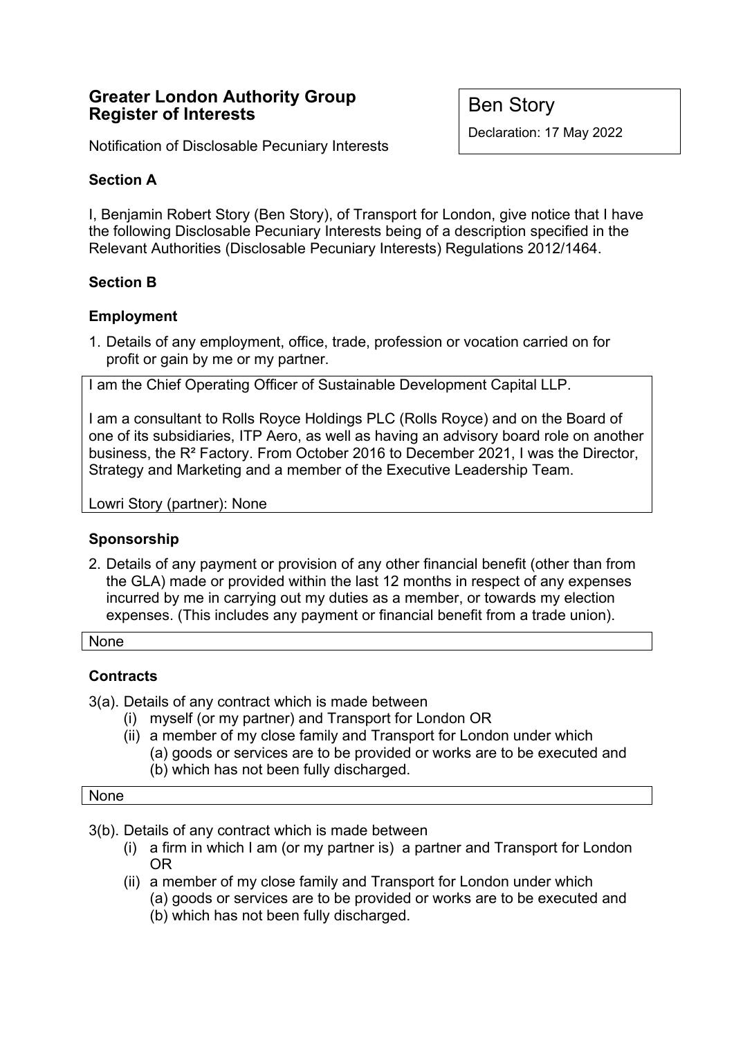## Greater London Authority Group Register of Interests

Ben Story

Declaration: 17 May 2022

Notification of Disclosable Pecuniary Interests

### Section A

I, Benjamin Robert Story (Ben Story), of Transport for London, give notice that I have the following Disclosable Pecuniary Interests being of a description specified in the Relevant Authorities (Disclosable Pecuniary Interests) Regulations 2012/1464.

### Section B

### Employment

1. Details of any employment, office, trade, profession or vocation carried on for profit or gain by me or my partner.

I am the Chief Operating Officer of Sustainable Development Capital LLP.

I am a consultant to Rolls Royce Holdings PLC (Rolls Royce) and on the Board of one of its subsidiaries, ITP Aero, as well as having an advisory board role on another business, the R² Factory. From October 2016 to December 2021, I was the Director, Strategy and Marketing and a member of the Executive Leadership Team.

Lowri Story (partner): None

### Sponsorship

2. Details of any payment or provision of any other financial benefit (other than from the GLA) made or provided within the last 12 months in respect of any expenses incurred by me in carrying out my duties as a member, or towards my election expenses. (This includes any payment or financial benefit from a trade union).

None

### Contracts

3(a). Details of any contract which is made between
   (i) myself (or my partner) and Transport for London OR
   (ii) a member of my close family and Transport for London under which
      (a) goods or services are to be provided or works are to be executed and
      (b) which has not been fully discharged.

None

3(b). Details of any contract which is made between
   (i) a firm in which I am (or my partner is) a partner and Transport for London OR
   (ii) a member of my close family and Transport for London under which
      (a) goods or services are to be provided or works are to be executed and
      (b) which has not been fully discharged.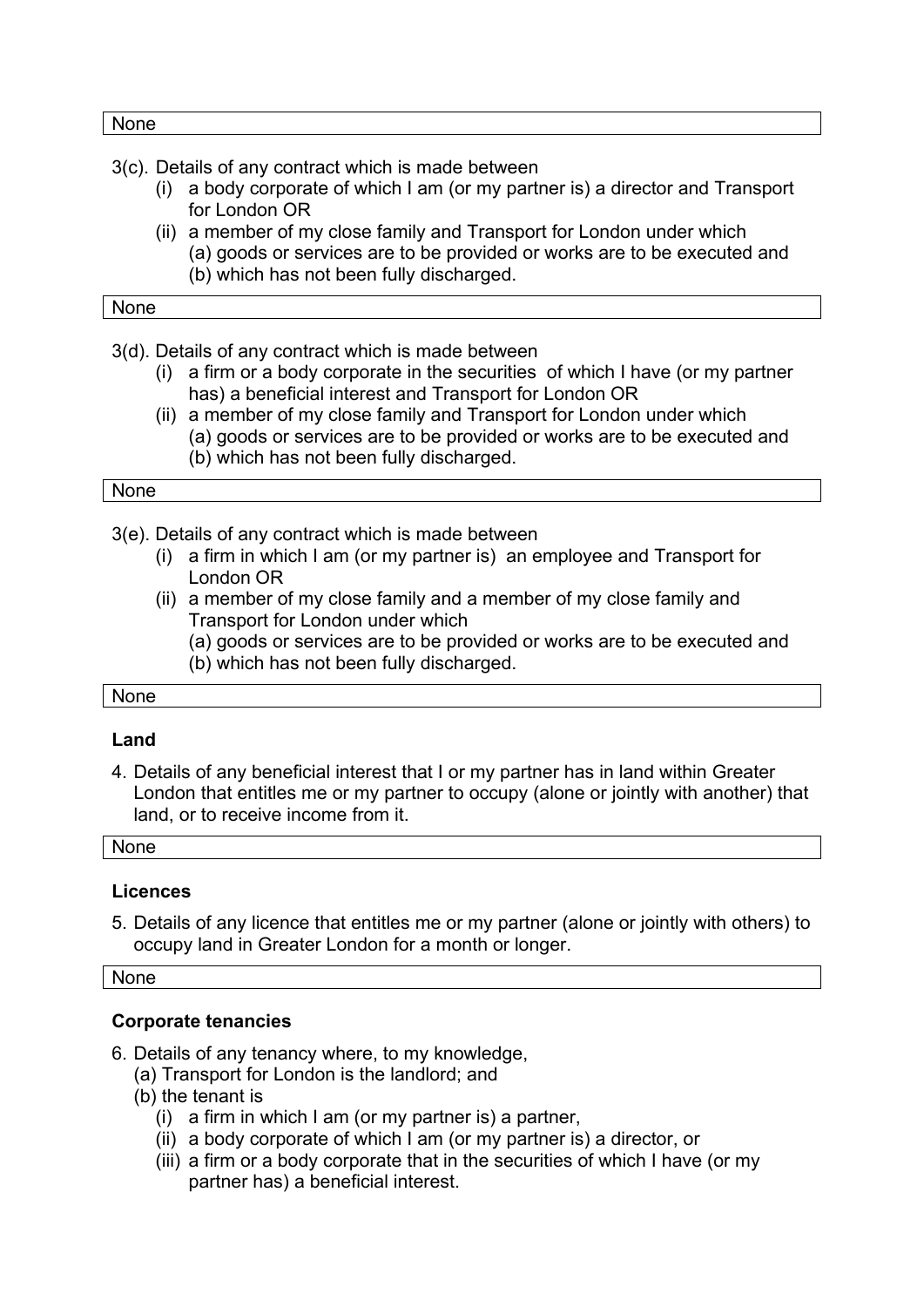| |
|---|
| None |

3(c). Details of any contract which is made between
   (i) a body corporate of which I am (or my partner is) a director and Transport for London OR
   (ii) a member of my close family and Transport for London under which
      (a) goods or services are to be provided or works are to be executed and
      (b) which has not been fully discharged.

| |
|---|
| None |

3(d). Details of any contract which is made between
   (i) a firm or a body corporate in the securities of which I have (or my partner has) a beneficial interest and Transport for London OR
   (ii) a member of my close family and Transport for London under which
      (a) goods or services are to be provided or works are to be executed and
      (b) which has not been fully discharged.

| |
|---|
| None |

3(e). Details of any contract which is made between
   (i) a firm in which I am (or my partner is) an employee and Transport for London OR
   (ii) a member of my close family and a member of my close family and Transport for London under which
      (a) goods or services are to be provided or works are to be executed and
      (b) which has not been fully discharged.

| |
|---|
| None |

**Land**

4. Details of any beneficial interest that I or my partner has in land within Greater London that entitles me or my partner to occupy (alone or jointly with another) that land, or to receive income from it.

| |
|---|
| None |

**Licences**

5. Details of any licence that entitles me or my partner (alone or jointly with others) to occupy land in Greater London for a month or longer.

| |
|---|
| None |

**Corporate tenancies**

6. Details of any tenancy where, to my knowledge,
   (a) Transport for London is the landlord; and
   (b) the tenant is
      (i) a firm in which I am (or my partner is) a partner,
      (ii) a body corporate of which I am (or my partner is) a director, or
      (iii) a firm or a body corporate that in the securities of which I have (or my partner has) a beneficial interest.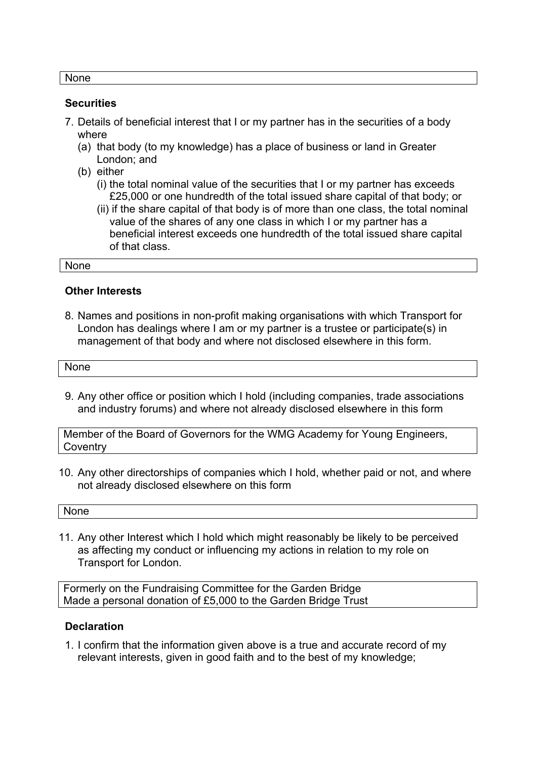None

**Securities**

7. Details of beneficial interest that I or my partner has in the securities of a body where
   (a) that body (to my knowledge) has a place of business or land in Greater London; and
   (b) either
      (i) the total nominal value of the securities that I or my partner has exceeds £25,000 or one hundredth of the total issued share capital of that body; or
      (ii) if the share capital of that body is of more than one class, the total nominal value of the shares of any one class in which I or my partner has a beneficial interest exceeds one hundredth of the total issued share capital of that class.

None

**Other Interests**

8. Names and positions in non-profit making organisations with which Transport for London has dealings where I am or my partner is a trustee or participate(s) in management of that body and where not disclosed elsewhere in this form.

None

9. Any other office or position which I hold (including companies, trade associations and industry forums) and where not already disclosed elsewhere in this form

Member of the Board of Governors for the WMG Academy for Young Engineers, Coventry

10. Any other directorships of companies which I hold, whether paid or not, and where not already disclosed elsewhere on this form

None

11. Any other Interest which I hold which might reasonably be likely to be perceived as affecting my conduct or influencing my actions in relation to my role on Transport for London.

Formerly on the Fundraising Committee for the Garden Bridge
Made a personal donation of £5,000 to the Garden Bridge Trust

**Declaration**

1. I confirm that the information given above is a true and accurate record of my relevant interests, given in good faith and to the best of my knowledge;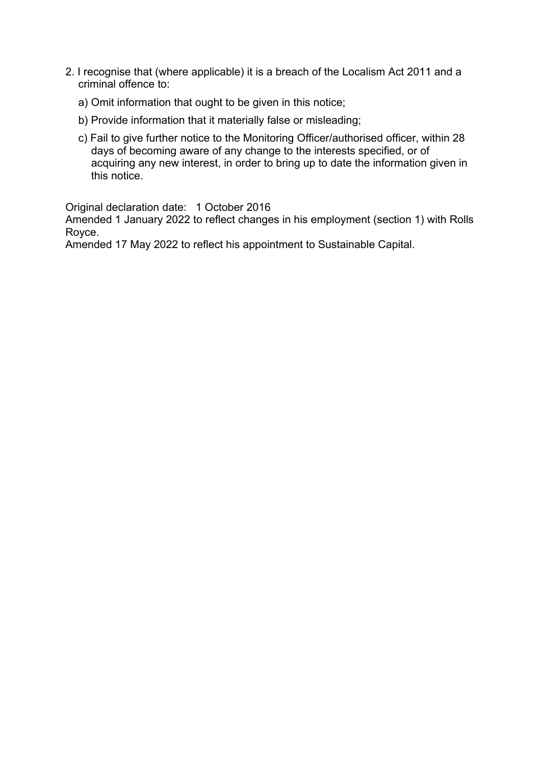2. I recognise that (where applicable) it is a breach of the Localism Act 2011 and a criminal offence to:

   a) Omit information that ought to be given in this notice;

   b) Provide information that it materially false or misleading;

   c) Fail to give further notice to the Monitoring Officer/authorised officer, within 28 days of becoming aware of any change to the interests specified, or of acquiring any new interest, in order to bring up to date the information given in this notice.

Original declaration date: 1 October 2016
Amended 1 January 2022 to reflect changes in his employment (section 1) with Rolls Royce.
Amended 17 May 2022 to reflect his appointment to Sustainable Capital.